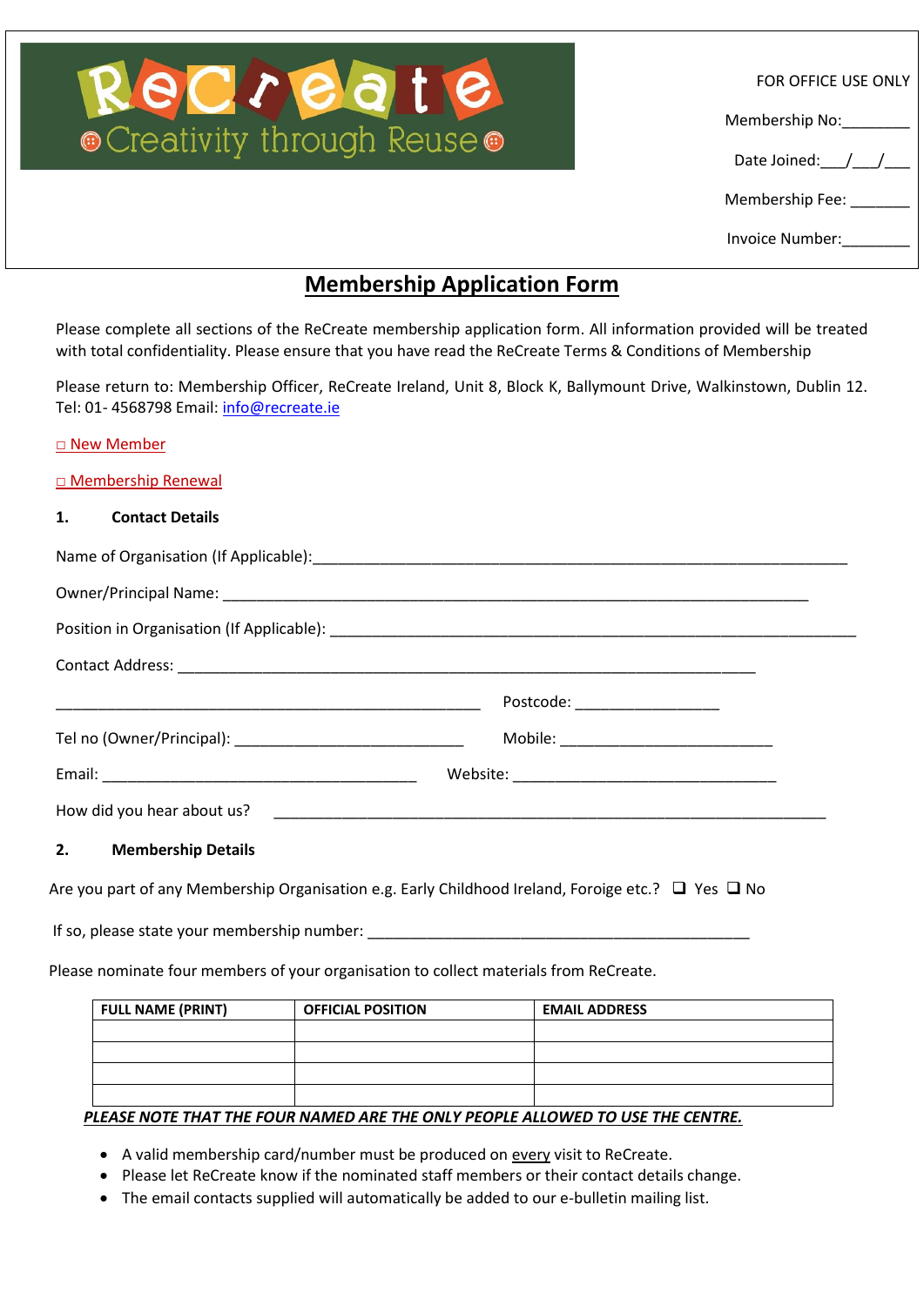ReCreate
Creativity through Reuse

FOR OFFICE USE ONLY

Membership No:________

Date Joined:___/___/___

Membership Fee: _______

Invoice Number:________

# Membership Application Form

Please complete all sections of the ReCreate membership application form. All information provided will be treated with total confidentiality. Please ensure that you have read the ReCreate Terms & Conditions of Membership

Please return to: Membership Officer, ReCreate Ireland, Unit 8, Block K, Ballymount Drive, Walkinstown, Dublin 12. Tel: 01- 4568798 Email: info@recreate.ie

□ New Member

□ Membership Renewal

## 1. Contact Details

Name of Organisation (If Applicable):_______________________________________________________________

Owner/Principal Name: _______________________________________________________________________

Position in Organisation (If Applicable): _____________________________________________________

Contact Address: _________________________________________________________________________

_____________________________________________ Postcode: _______________

Tel no (Owner/Principal): ________________________ Mobile: ______________________

Email: __________________________________ Website: ____________________________

How did you hear about us? _________________________________________________________________

## 2. Membership Details

Are you part of any Membership Organisation e.g. Early Childhood Ireland, Foroige etc.? ❑ Yes ❑ No

If so, please state your membership number: __________________________________________

Please nominate four members of your organisation to collect materials from ReCreate.

| FULL NAME (PRINT) | OFFICIAL POSITION | EMAIL ADDRESS |
|---|---|---|
| | | |
| | | |
| | | |
| | | |

***PLEASE NOTE THAT THE FOUR NAMED ARE THE ONLY PEOPLE ALLOWED TO USE THE CENTRE.***

- A valid membership card/number must be produced on every visit to ReCreate.
- Please let ReCreate know if the nominated staff members or their contact details change.
- The email contacts supplied will automatically be added to our e-bulletin mailing list.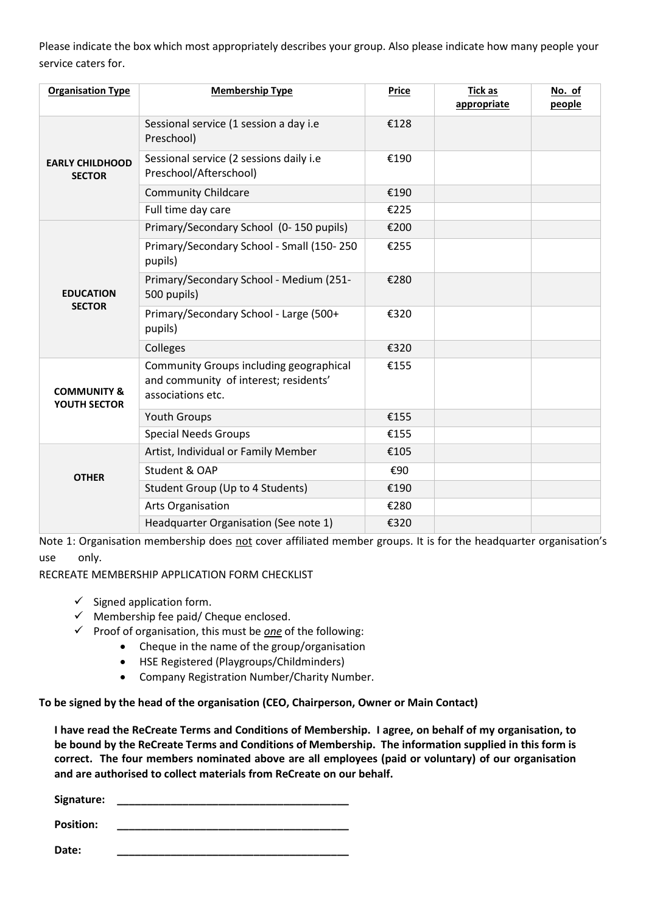Please indicate the box which most appropriately describes your group. Also please indicate how many people your service caters for.

| **Organisation Type** | **Membership Type** | **Price** | **Tick as appropriate** | **No. of people** |
|---|---|---|---|---|
| **EARLY CHILDHOOD SECTOR** | Sessional service (1 session a day i.e Preschool) | €128 | | |
| | Sessional service (2 sessions daily i.e Preschool/Afterschool) | €190 | | |
| | Community Childcare | €190 | | |
| | Full time day care | €225 | | |
| **EDUCATION SECTOR** | Primary/Secondary School (0- 150 pupils) | €200 | | |
| | Primary/Secondary School - Small (150- 250 pupils) | €255 | | |
| | Primary/Secondary School - Medium (251-500 pupils) | €280 | | |
| | Primary/Secondary School - Large (500+ pupils) | €320 | | |
| | Colleges | €320 | | |
| **COMMUNITY & YOUTH SECTOR** | Community Groups including geographical and community of interest; residents' associations etc. | €155 | | |
| | Youth Groups | €155 | | |
| | Special Needs Groups | €155 | | |
| **OTHER** | Artist, Individual or Family Member | €105 | | |
| | Student & OAP | €90 | | |
| | Student Group (Up to 4 Students) | €190 | | |
| | Arts Organisation | €280 | | |
| | Headquarter Organisation (See note 1) | €320 | | |

Note 1: Organisation membership does not cover affiliated member groups. It is for the headquarter organisation's use only.

RECREATE MEMBERSHIP APPLICATION FORM CHECKLIST

- ✓ Signed application form.
- ✓ Membership fee paid/ Cheque enclosed.
- ✓ Proof of organisation, this must be *one* of the following:
    - Cheque in the name of the group/organisation
    - HSE Registered (Playgroups/Childminders)
    - Company Registration Number/Charity Number.

**To be signed by the head of the organisation (CEO, Chairperson, Owner or Main Contact)**

**I have read the ReCreate Terms and Conditions of Membership. I agree, on behalf of my organisation, to be bound by the ReCreate Terms and Conditions of Membership. The information supplied in this form is correct. The four members nominated above are all employees (paid or voluntary) of our organisation and are authorised to collect materials from ReCreate on our behalf.**

**Signature:** _______________________________________

**Position:** _______________________________________

**Date:** _______________________________________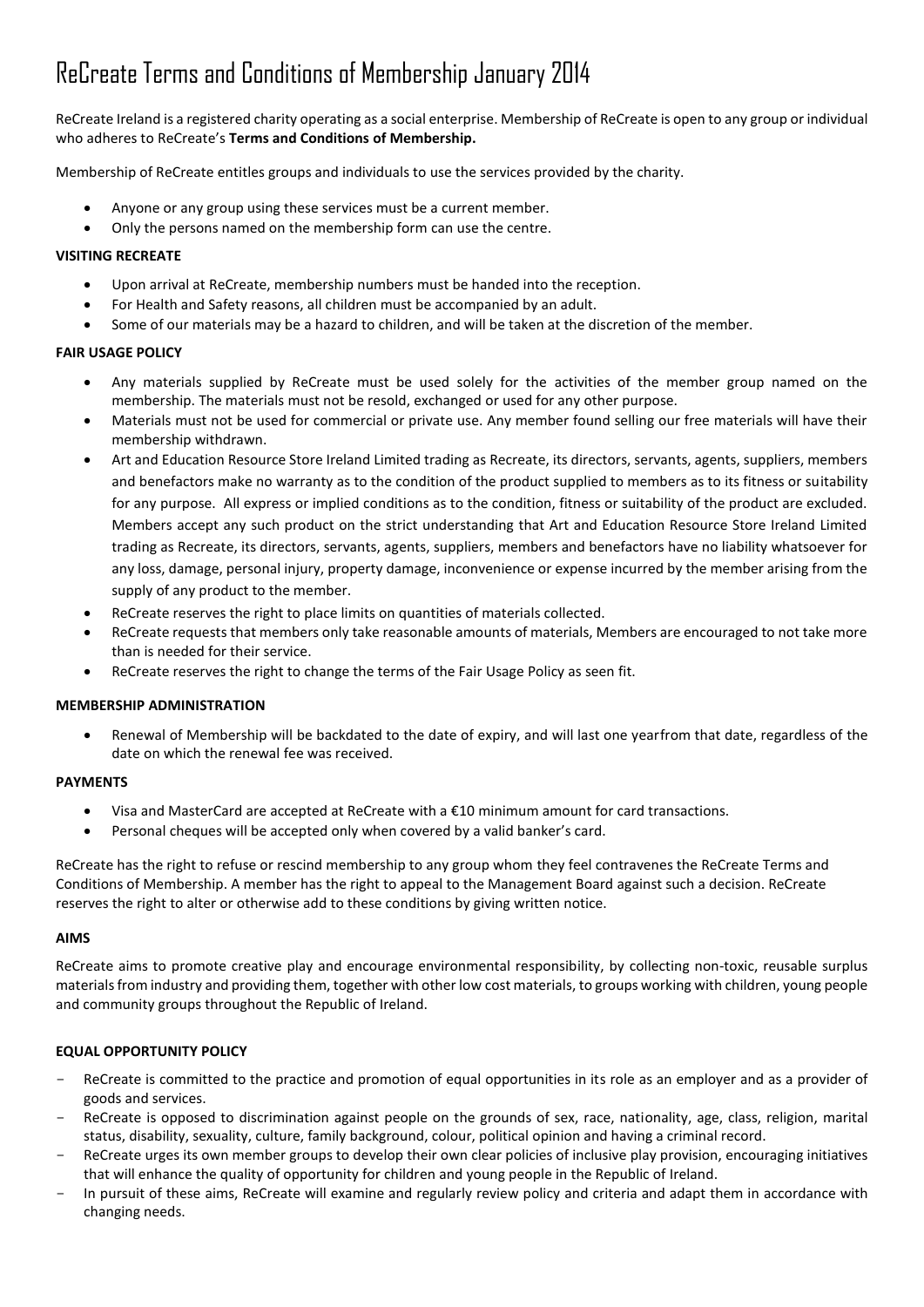# ReCreate Terms and Conditions of Membership January 2014

ReCreate Ireland is a registered charity operating as a social enterprise. Membership of ReCreate is open to any group or individual who adheres to ReCreate's **Terms and Conditions of Membership.**

Membership of ReCreate entitles groups and individuals to use the services provided by the charity.

- Anyone or any group using these services must be a current member.
- Only the persons named on the membership form can use the centre.

**VISITING RECREATE**

- Upon arrival at ReCreate, membership numbers must be handed into the reception.
- For Health and Safety reasons, all children must be accompanied by an adult.
- Some of our materials may be a hazard to children, and will be taken at the discretion of the member.

**FAIR USAGE POLICY**

- Any materials supplied by ReCreate must be used solely for the activities of the member group named on the membership. The materials must not be resold, exchanged or used for any other purpose.
- Materials must not be used for commercial or private use. Any member found selling our free materials will have their membership withdrawn.
- Art and Education Resource Store Ireland Limited trading as Recreate, its directors, servants, agents, suppliers, members and benefactors make no warranty as to the condition of the product supplied to members as to its fitness or suitability for any purpose. All express or implied conditions as to the condition, fitness or suitability of the product are excluded. Members accept any such product on the strict understanding that Art and Education Resource Store Ireland Limited trading as Recreate, its directors, servants, agents, suppliers, members and benefactors have no liability whatsoever for any loss, damage, personal injury, property damage, inconvenience or expense incurred by the member arising from the supply of any product to the member.
- ReCreate reserves the right to place limits on quantities of materials collected.
- ReCreate requests that members only take reasonable amounts of materials, Members are encouraged to not take more than is needed for their service.
- ReCreate reserves the right to change the terms of the Fair Usage Policy as seen fit.

**MEMBERSHIP ADMINISTRATION**

- Renewal of Membership will be backdated to the date of expiry, and will last one yearfrom that date, regardless of the date on which the renewal fee was received.

**PAYMENTS**

- Visa and MasterCard are accepted at ReCreate with a €10 minimum amount for card transactions.
- Personal cheques will be accepted only when covered by a valid banker's card.

ReCreate has the right to refuse or rescind membership to any group whom they feel contravenes the ReCreate Terms and Conditions of Membership. A member has the right to appeal to the Management Board against such a decision. ReCreate reserves the right to alter or otherwise add to these conditions by giving written notice.

**AIMS**

ReCreate aims to promote creative play and encourage environmental responsibility, by collecting non-toxic, reusable surplus materials from industry and providing them, together with other low cost materials, to groups working with children, young people and community groups throughout the Republic of Ireland.

**EQUAL OPPORTUNITY POLICY**

- ReCreate is committed to the practice and promotion of equal opportunities in its role as an employer and as a provider of goods and services.
- ReCreate is opposed to discrimination against people on the grounds of sex, race, nationality, age, class, religion, marital status, disability, sexuality, culture, family background, colour, political opinion and having a criminal record.
- ReCreate urges its own member groups to develop their own clear policies of inclusive play provision, encouraging initiatives that will enhance the quality of opportunity for children and young people in the Republic of Ireland.
- In pursuit of these aims, ReCreate will examine and regularly review policy and criteria and adapt them in accordance with changing needs.